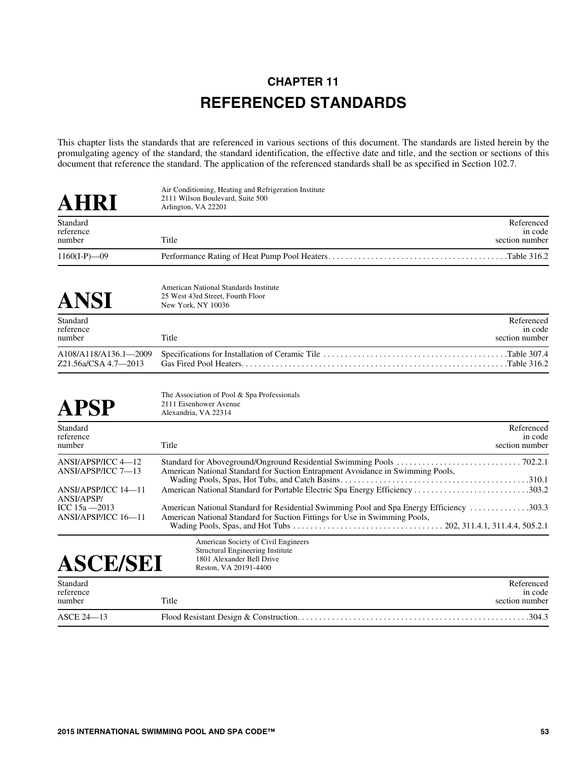# CHAPTER 11

# REFERENCED STANDARDS

This chapter lists the standards that are referenced in various sections of this document. The standards are listed herein by the promulgating agency of the standard, the standard identification, the effective date and title, and the section or sections of this document that reference the standard. The application of the referenced standards shall be as specified in Section 102.7.

## AHRI

Air Conditioning, Heating and Refrigeration Institute
2111 Wilson Boulevard, Suite 500
Arlington, VA 22201

| Standard reference number | Title | Referenced in code section number |
|---|---|---|
| 1160(I-P)—09 | Performance Rating of Heat Pump Pool Heaters | Table 316.2 |

## ANSI

American National Standards Institute
25 West 43rd Street, Fourth Floor
New York, NY 10036

| Standard reference number | Title | Referenced in code section number |
|---|---|---|
| A108/A118/A136.1—2009 | Specifications for Installation of Ceramic Tile | Table 307.4 |
| Z21.56a/CSA 4.7—2013 | Gas Fired Pool Heaters | Table 316.2 |

## APSP

The Association of Pool & Spa Professionals
2111 Eisenhower Avenue
Alexandria, VA 22314

| Standard reference number | Title | Referenced in code section number |
|---|---|---|
| ANSI/APSP/ICC 4—12 | Standard for Aboveground/Onground Residential Swimming Pools | 702.2.1 |
| ANSI/APSP/ICC 7—13 | American National Standard for Suction Entrapment Avoidance in Swimming Pools, Wading Pools, Spas, Hot Tubs, and Catch Basins | 310.1 |
| ANSI/APSP/ICC 14—11 | American National Standard for Portable Electric Spa Energy Efficiency | 303.2 |
| ANSI/APSP/ ICC 15a —2013 | American National Standard for Residential Swimming Pool and Spa Energy Efficiency | 303.3 |
| ANSI/APSP/ICC 16—11 | American National Standard for Suction Fittings for Use in Swimming Pools, Wading Pools, Spas, and Hot Tubs | 202, 311.4.1, 311.4.4, 505.2.1 |

## ASCE/SEI

American Society of Civil Engineers
Structural Engineering Institute
1801 Alexander Bell Drive
Reston, VA 20191-4400

| Standard reference number | Title | Referenced in code section number |
|---|---|---|
| ASCE 24—13 | Flood Resistant Design & Construction | 304.3 |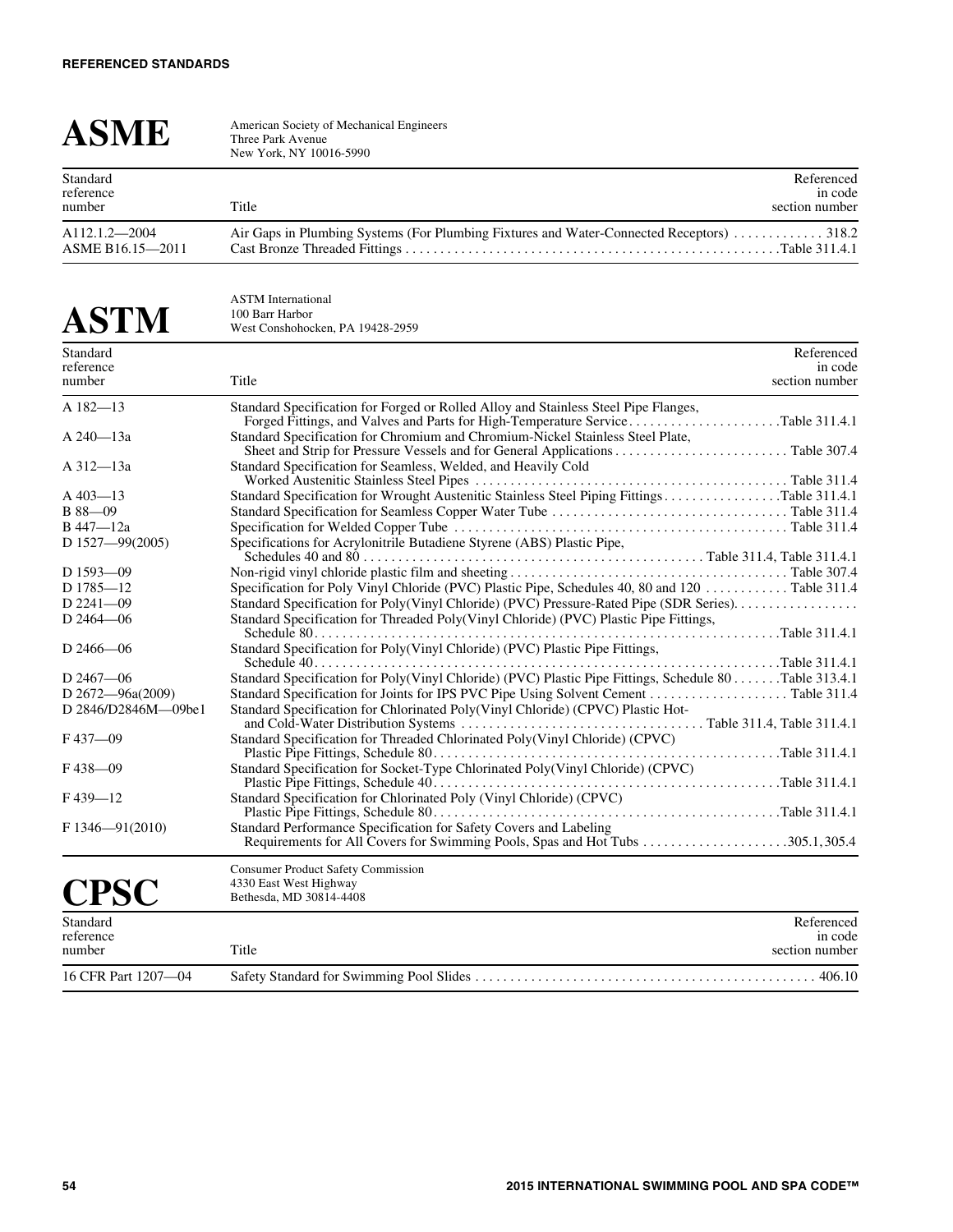## ASME

American Society of Mechanical Engineers
Three Park Avenue
New York, NY 10016-5990

| Standard reference number | Title | Referenced in code section number |
|---|---|---|
| A112.1.2—2004 | Air Gaps in Plumbing Systems (For Plumbing Fixtures and Water-Connected Receptors) | 318.2 |
| ASME B16.15—2011 | Cast Bronze Threaded Fittings | Table 311.4.1 |

## ASTM

ASTM International
100 Barr Harbor
West Conshohocken, PA 19428-2959

| Standard reference number | Title | Referenced in code section number |
|---|---|---|
| A 182—13 | Standard Specification for Forged or Rolled Alloy and Stainless Steel Pipe Flanges, Forged Fittings, and Valves and Parts for High-Temperature Service | Table 311.4.1 |
| A 240—13a | Standard Specification for Chromium and Chromium-Nickel Stainless Steel Plate, Sheet and Strip for Pressure Vessels and for General Applications | Table 307.4 |
| A 312—13a | Standard Specification for Seamless, Welded, and Heavily Cold Worked Austenitic Stainless Steel Pipes | Table 311.4 |
| A 403—13 | Standard Specification for Wrought Austenitic Stainless Steel Piping Fittings | Table 311.4.1 |
| B 88—09 | Standard Specification for Seamless Copper Water Tube | Table 311.4 |
| B 447—12a | Specification for Welded Copper Tube | Table 311.4 |
| D 1527—99(2005) | Specifications for Acrylonitrile Butadiene Styrene (ABS) Plastic Pipe, Schedules 40 and 80 | Table 311.4, Table 311.4.1 |
| D 1593—09 | Non-rigid vinyl chloride plastic film and sheeting | Table 307.4 |
| D 1785—12 | Specification for Poly Vinyl Chloride (PVC) Plastic Pipe, Schedules 40, 80 and 120 | Table 311.4 |
| D 2241—09 | Standard Specification for Poly(Vinyl Chloride) (PVC) Pressure-Rated Pipe (SDR Series). | |
| D 2464—06 | Standard Specification for Threaded Poly(Vinyl Chloride) (PVC) Plastic Pipe Fittings, Schedule 80 | Table 311.4.1 |
| D 2466—06 | Standard Specification for Poly(Vinyl Chloride) (PVC) Plastic Pipe Fittings, Schedule 40 | Table 311.4.1 |
| D 2467—06 | Standard Specification for Poly(Vinyl Chloride) (PVC) Plastic Pipe Fittings, Schedule 80 | Table 313.4.1 |
| D 2672—96a(2009) | Standard Specification for Joints for IPS PVC Pipe Using Solvent Cement | Table 311.4 |
| D 2846/D2846M—09be1 | Standard Specification for Chlorinated Poly(Vinyl Chloride) (CPVC) Plastic Hot- and Cold-Water Distribution Systems | Table 311.4, Table 311.4.1 |
| F 437—09 | Standard Specification for Threaded Chlorinated Poly(Vinyl Chloride) (CPVC) Plastic Pipe Fittings, Schedule 80 | Table 311.4.1 |
| F 438—09 | Standard Specification for Socket-Type Chlorinated Poly(Vinyl Chloride) (CPVC) Plastic Pipe Fittings, Schedule 40 | Table 311.4.1 |
| F 439—12 | Standard Specification for Chlorinated Poly (Vinyl Chloride) (CPVC) Plastic Pipe Fittings, Schedule 80 | Table 311.4.1 |
| F 1346—91(2010) | Standard Performance Specification for Safety Covers and Labeling Requirements for All Covers for Swimming Pools, Spas and Hot Tubs | 305.1, 305.4 |

## CPSC

Consumer Product Safety Commission
4330 East West Highway
Bethesda, MD 30814-4408

| Standard reference number | Title | Referenced in code section number |
|---|---|---|
| 16 CFR Part 1207—04 | Safety Standard for Swimming Pool Slides | 406.10 |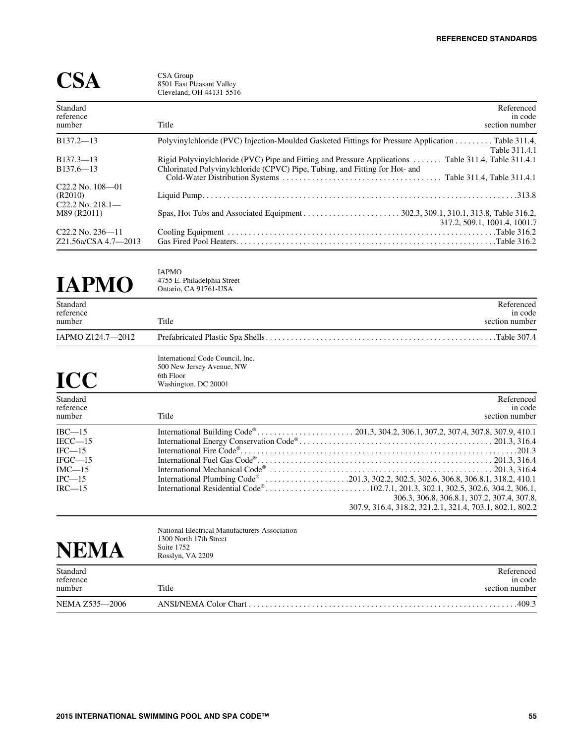## CSA

CSA Group
8501 East Pleasant Valley
Cleveland, OH 44131-5516

| Standard reference number | Title | Referenced in code section number |
|---|---|---|
| B137.2—13 | Polyvinylchloride (PVC) Injection-Moulded Gasketed Fittings for Pressure Application | Table 311.4, Table 311.4.1 |
| B137.3—13 | Rigid Polyvinylchloride (PVC) Pipe and Fitting and Pressure Applications | Table 311.4, Table 311.4.1 |
| B137.6—13 | Chlorinated Polyvinylchloride (CPVC) Pipe, Tubing, and Fitting for Hot- and Cold-Water Distribution Systems | Table 311.4, Table 311.4.1 |
| C22.2 No. 108—01 (R2010) | Liquid Pump | 313.8 |
| C22.2 No. 218.1—M89 (R2011) | Spas, Hot Tubs and Associated Equipment | 302.3, 309.1, 310.1, 313.8, Table 316.2, 317.2, 509.1, 1001.4, 1001.7 |
| C22.2 No. 236—11 | Cooling Equipment | Table 316.2 |
| Z21.56a/CSA 4.7—2013 | Gas Fired Pool Heaters | Table 316.2 |

## IAPMO

IAPMO
4755 E. Philadelphia Street
Ontario, CA 91761-USA

| Standard reference number | Title | Referenced in code section number |
|---|---|---|
| IAPMO Z124.7—2012 | Prefabricated Plastic Spa Shells | Table 307.4 |

## ICC

International Code Council, Inc.
500 New Jersey Avenue, NW
6th Floor
Washington, DC 20001

| Standard reference number | Title | Referenced in code section number |
|---|---|---|
| IBC—15 | International Building Code® | 201.3, 304.2, 306.1, 307.2, 307.4, 307.8, 307.9, 410.1 |
| IECC—15 | International Energy Conservation Code® | 201.3, 316.4 |
| IFC—15 | International Fire Code® | 201.3 |
| IFGC—15 | International Fuel Gas Code® | 201.3, 316.4 |
| IMC—15 | International Mechanical Code® | 201.3, 316.4 |
| IPC—15 | International Plumbing Code® | 201.3, 302.2, 302.5, 302.6, 306.8, 306.8.1, 318.2, 410.1 |
| IRC—15 | International Residential Code® | 102.7.1, 201.3, 302.1, 302.5, 302.6, 304.2, 306.1, 306.3, 306.8, 306.8.1, 307.2, 307.4, 307.8, 307.9, 316.4, 318.2, 321.2.1, 321.4, 703.1, 802.1, 802.2 |

## NEMA

National Electrical Manufacturers Association
1300 North 17th Street
Suite 1752
Rosslyn, VA 2209

| Standard reference number | Title | Referenced in code section number |
|---|---|---|
| NEMA Z535—2006 | ANSI/NEMA Color Chart | 409.3 |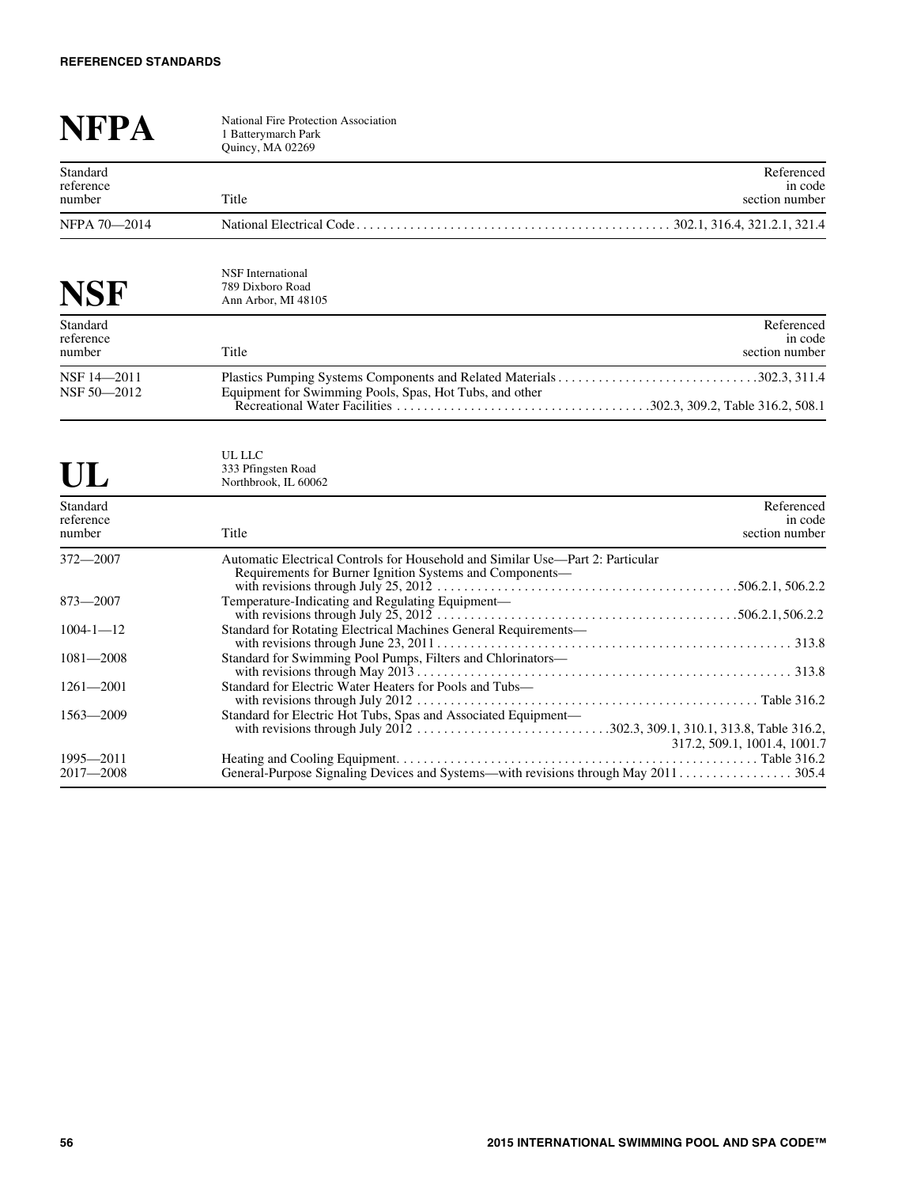# NFPA

National Fire Protection Association
1 Batterymarch Park
Quincy, MA 02269

| Standard reference number | Title | Referenced in code section number |
|---|---|---|
| NFPA 70—2014 | National Electrical Code | 302.1, 316.4, 321.2.1, 321.4 |

# NSF

NSF International
789 Dixboro Road
Ann Arbor, MI 48105

| Standard reference number | Title | Referenced in code section number |
|---|---|---|
| NSF 14—2011 | Plastics Pumping Systems Components and Related Materials | 302.3, 311.4 |
| NSF 50—2012 | Equipment for Swimming Pools, Spas, Hot Tubs, and other Recreational Water Facilities | 302.3, 309.2, Table 316.2, 508.1 |

# UL

UL LLC
333 Pfingsten Road
Northbrook, IL 60062

| Standard reference number | Title | Referenced in code section number |
|---|---|---|
| 372—2007 | Automatic Electrical Controls for Household and Similar Use—Part 2: Particular Requirements for Burner Ignition Systems and Components—with revisions through July 25, 2012 | 506.2.1, 506.2.2 |
| 873—2007 | Temperature-Indicating and Regulating Equipment—with revisions through July 25, 2012 | 506.2.1, 506.2.2 |
| 1004-1—12 | Standard for Rotating Electrical Machines General Requirements—with revisions through June 23, 2011 | 313.8 |
| 1081—2008 | Standard for Swimming Pool Pumps, Filters and Chlorinators—with revisions through May 2013 | 313.8 |
| 1261—2001 | Standard for Electric Water Heaters for Pools and Tubs—with revisions through July 2012 | Table 316.2 |
| 1563—2009 | Standard for Electric Hot Tubs, Spas and Associated Equipment—with revisions through July 2012 | 302.3, 309.1, 310.1, 313.8, Table 316.2, 317.2, 509.1, 1001.4, 1001.7 |
| 1995—2011 | Heating and Cooling Equipment | Table 316.2 |
| 2017—2008 | General-Purpose Signaling Devices and Systems—with revisions through May 2011 | 305.4 |